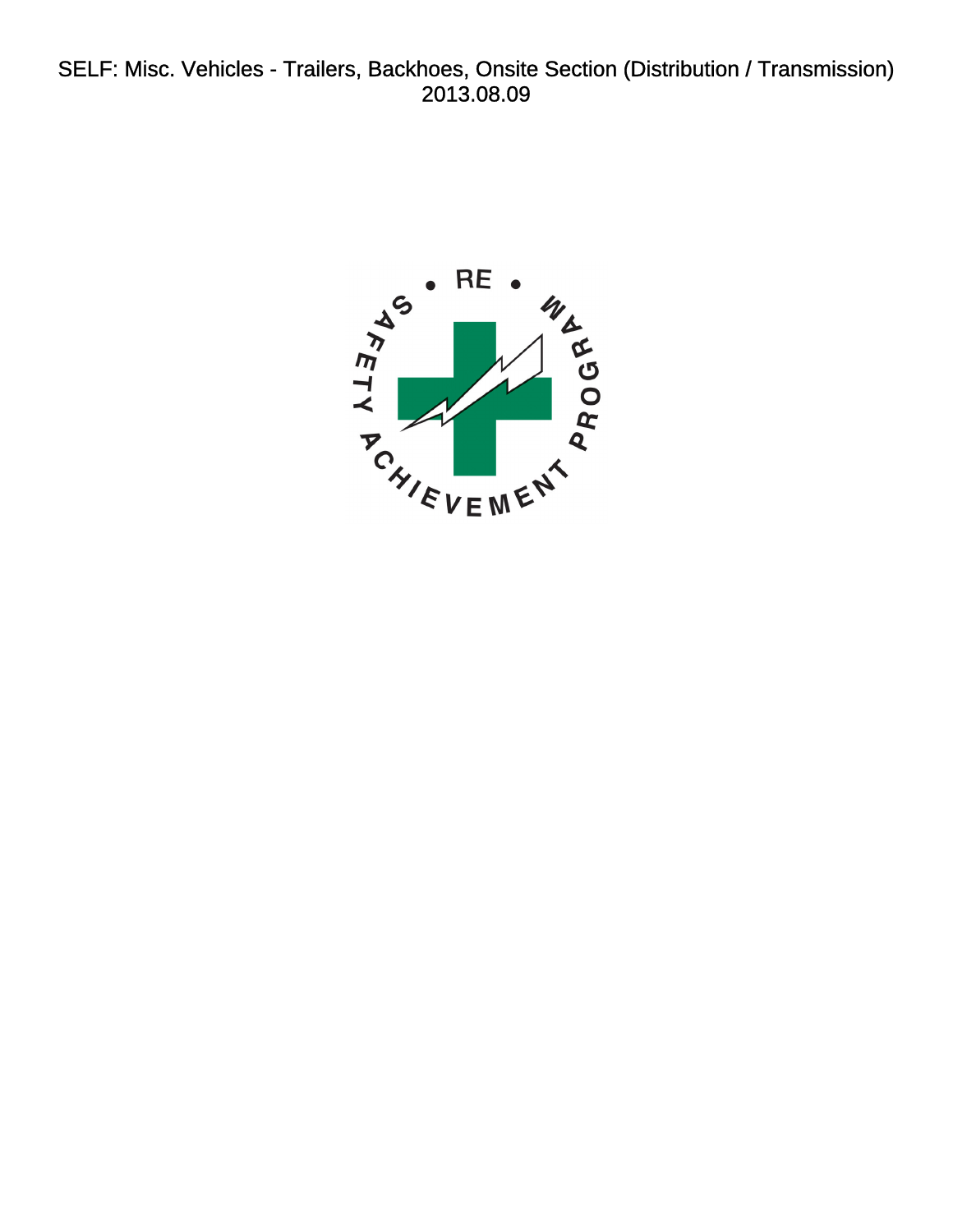SELF: Misc. Vehicles - Trailers, Backhoes, Onsite Section (Distribution / Transmission)
2013.08.09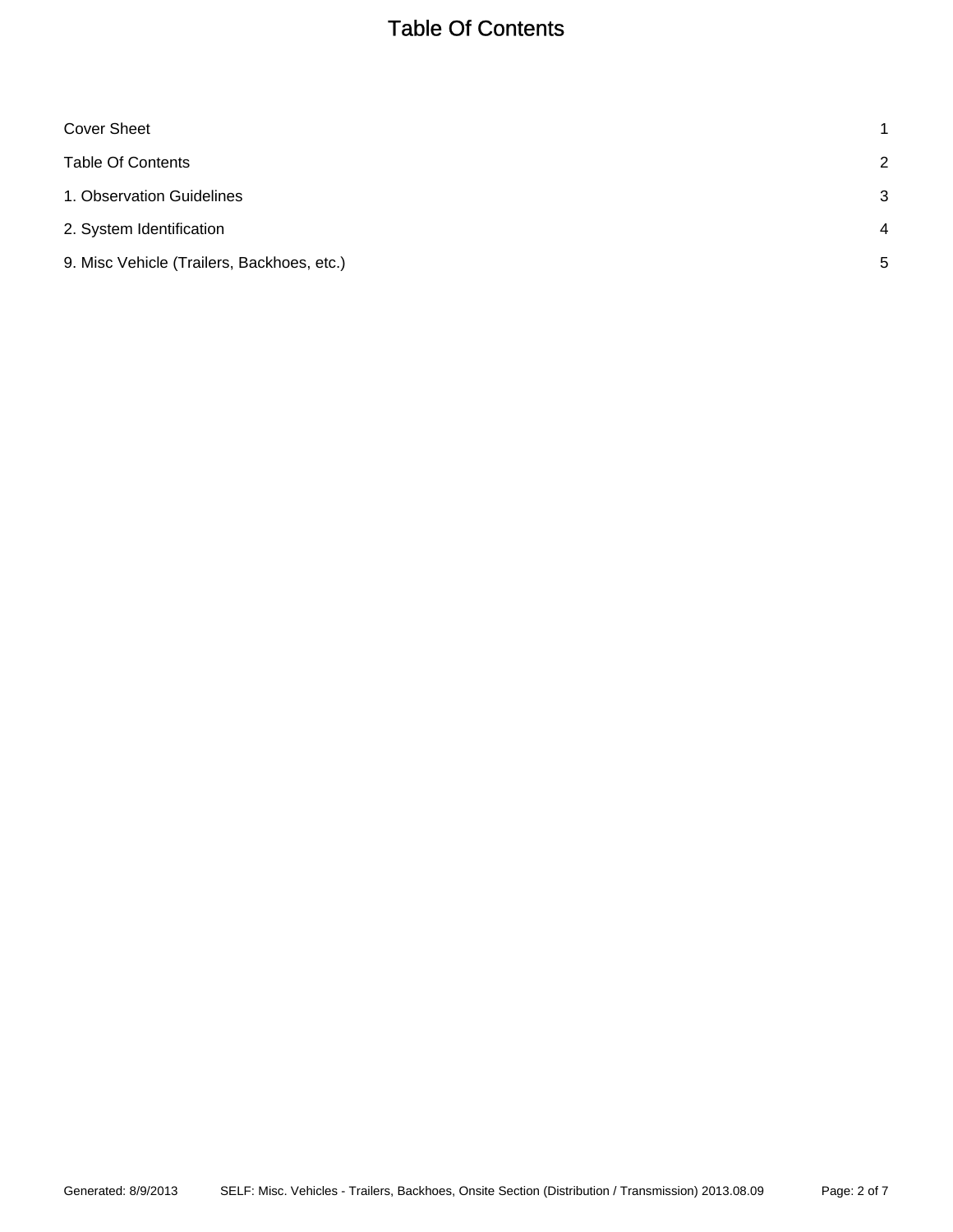# Table Of Contents

| | |
|---|---|
| Cover Sheet | 1 |
| Table Of Contents | 2 |
| 1. Observation Guidelines | 3 |
| 2. System Identification | 4 |
| 9. Misc Vehicle (Trailers, Backhoes, etc.) | 5 |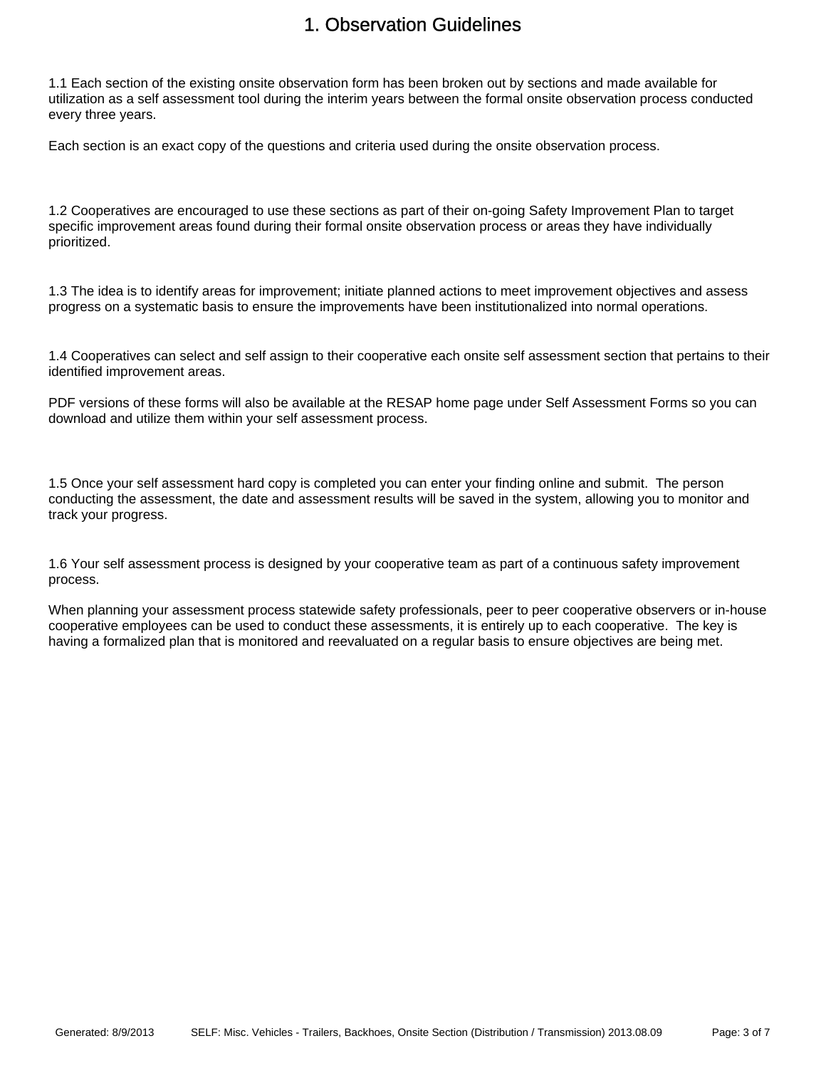# 1. Observation Guidelines

1.1 Each section of the existing onsite observation form has been broken out by sections and made available for utilization as a self assessment tool during the interim years between the formal onsite observation process conducted every three years.

Each section is an exact copy of the questions and criteria used during the onsite observation process.

1.2 Cooperatives are encouraged to use these sections as part of their on-going Safety Improvement Plan to target specific improvement areas found during their formal onsite observation process or areas they have individually prioritized.

1.3 The idea is to identify areas for improvement; initiate planned actions to meet improvement objectives and assess progress on a systematic basis to ensure the improvements have been institutionalized into normal operations.

1.4 Cooperatives can select and self assign to their cooperative each onsite self assessment section that pertains to their identified improvement areas.

PDF versions of these forms will also be available at the RESAP home page under Self Assessment Forms so you can download and utilize them within your self assessment process.

1.5 Once your self assessment hard copy is completed you can enter your finding online and submit. The person conducting the assessment, the date and assessment results will be saved in the system, allowing you to monitor and track your progress.

1.6 Your self assessment process is designed by your cooperative team as part of a continuous safety improvement process.

When planning your assessment process statewide safety professionals, peer to peer cooperative observers or in-house cooperative employees can be used to conduct these assessments, it is entirely up to each cooperative. The key is having a formalized plan that is monitored and reevaluated on a regular basis to ensure objectives are being met.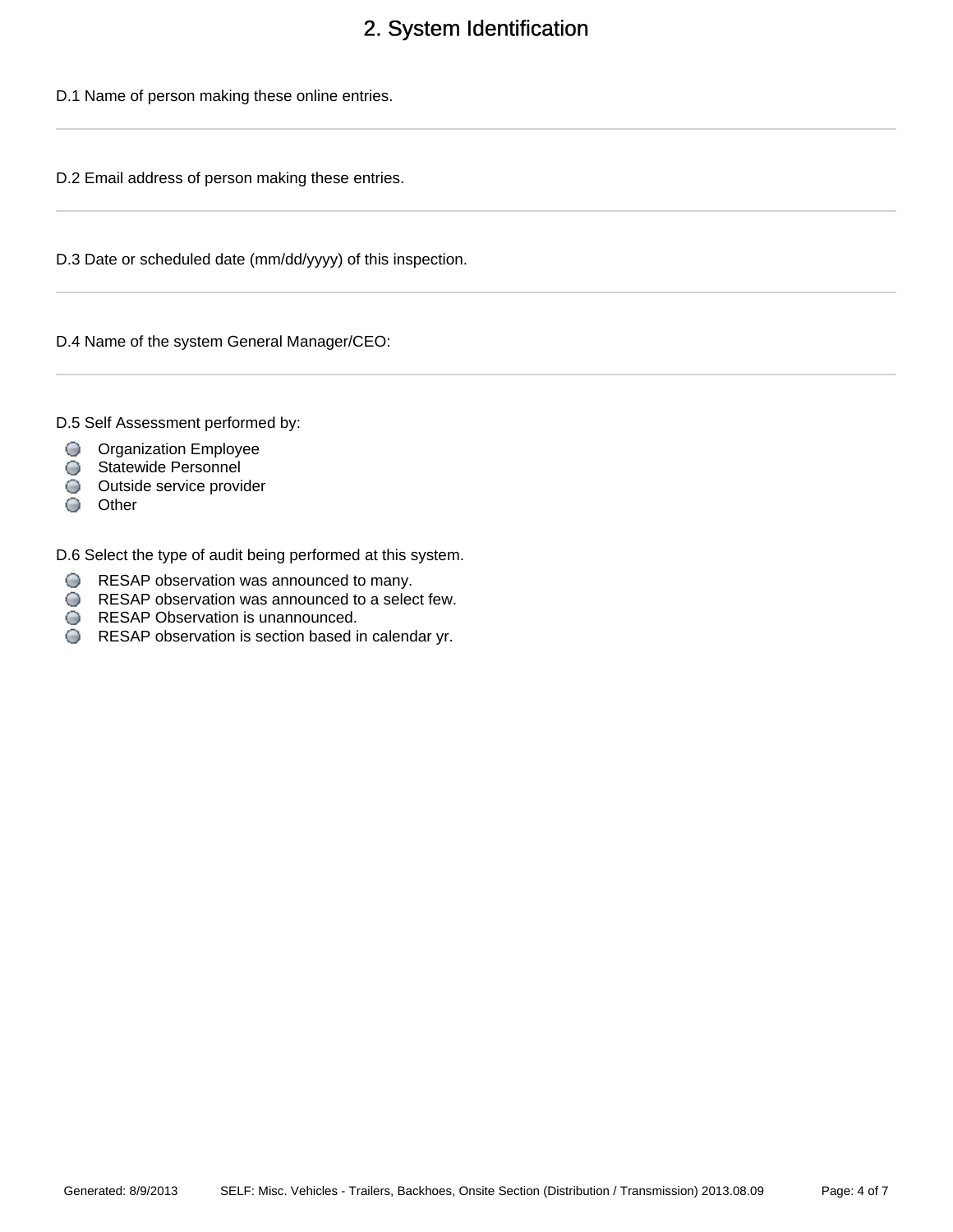# 2. System Identification

D.1 Name of person making these online entries.

---

D.2 Email address of person making these entries.

---

D.3 Date or scheduled date (mm/dd/yyyy) of this inspection.

---

D.4 Name of the system General Manager/CEO:

---

D.5 Self Assessment performed by:

- Organization Employee
- Statewide Personnel
- Outside service provider
- Other

D.6 Select the type of audit being performed at this system.

- RESAP observation was announced to many.
- RESAP observation was announced to a select few.
- RESAP Observation is unannounced.
- RESAP observation is section based in calendar yr.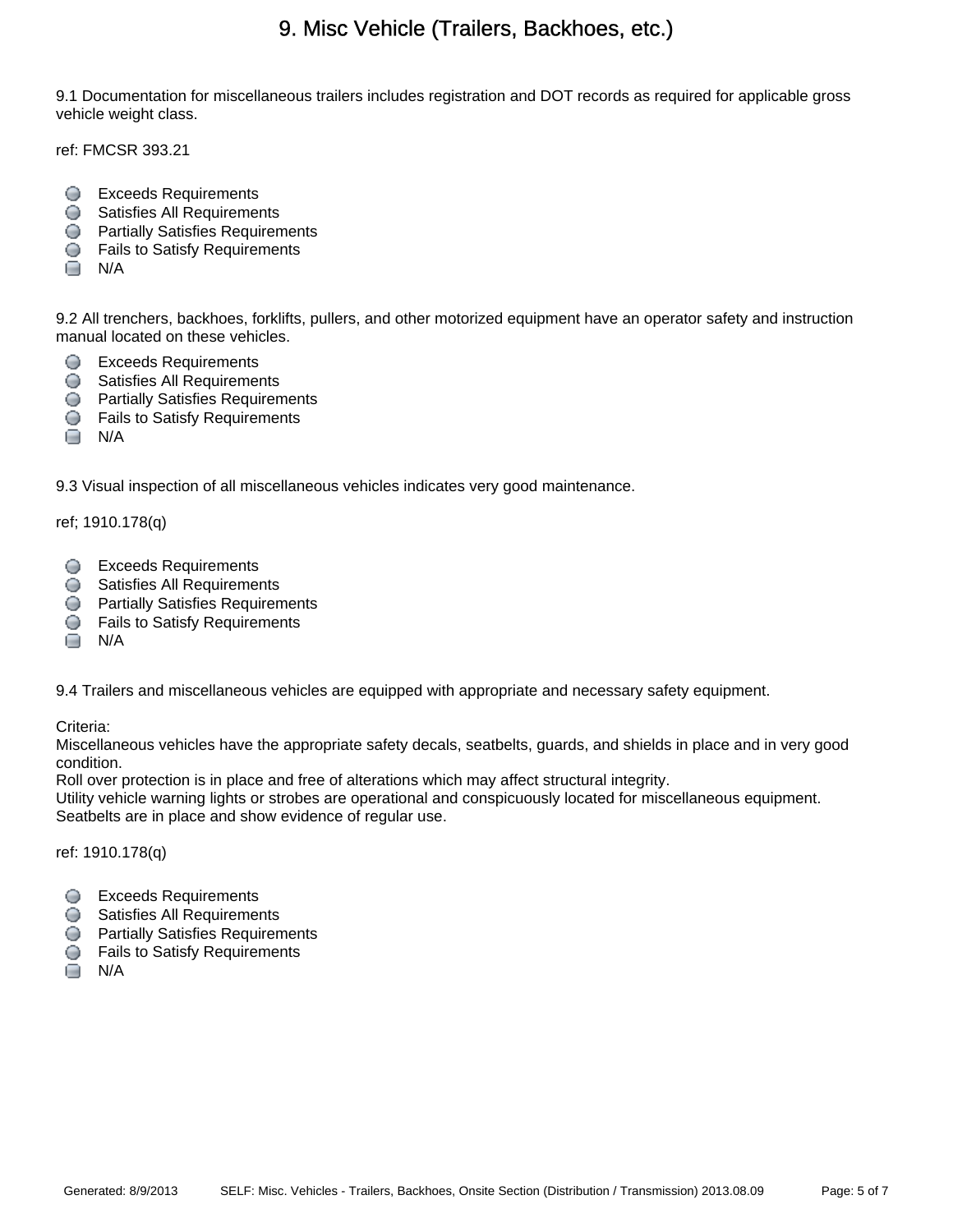# 9. Misc Vehicle (Trailers, Backhoes, etc.)

9.1 Documentation for miscellaneous trailers includes registration and DOT records as required for applicable gross vehicle weight class.

ref: FMCSR 393.21

- Exceeds Requirements
- Satisfies All Requirements
- Partially Satisfies Requirements
- Fails to Satisfy Requirements
- N/A

9.2 All trenchers, backhoes, forklifts, pullers, and other motorized equipment have an operator safety and instruction manual located on these vehicles.

- Exceeds Requirements
- Satisfies All Requirements
- Partially Satisfies Requirements
- Fails to Satisfy Requirements
- N/A

9.3 Visual inspection of all miscellaneous vehicles indicates very good maintenance.

ref; 1910.178(q)

- Exceeds Requirements
- Satisfies All Requirements
- Partially Satisfies Requirements
- Fails to Satisfy Requirements
- N/A

9.4 Trailers and miscellaneous vehicles are equipped with appropriate and necessary safety equipment.

Criteria:
Miscellaneous vehicles have the appropriate safety decals, seatbelts, guards, and shields in place and in very good condition.
Roll over protection is in place and free of alterations which may affect structural integrity.
Utility vehicle warning lights or strobes are operational and conspicuously located for miscellaneous equipment.
Seatbelts are in place and show evidence of regular use.

ref: 1910.178(q)

- Exceeds Requirements
- Satisfies All Requirements
- Partially Satisfies Requirements
- Fails to Satisfy Requirements
- N/A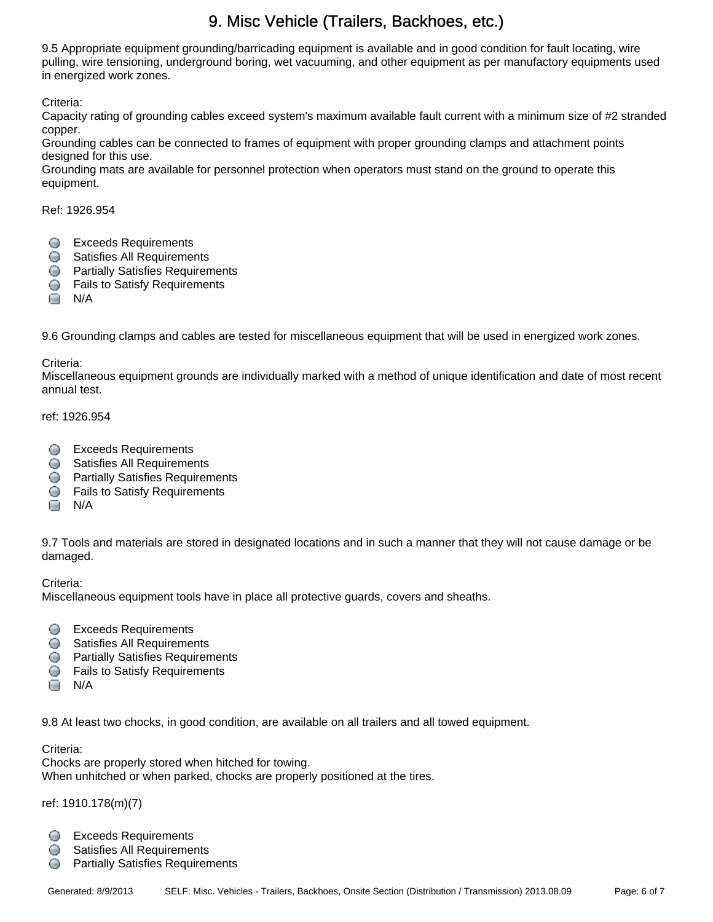# 9. Misc Vehicle (Trailers, Backhoes, etc.)

9.5 Appropriate equipment grounding/barricading equipment is available and in good condition for fault locating, wire pulling, wire tensioning, underground boring, wet vacuuming, and other equipment as per manufactory equipments used in energized work zones.

Criteria:
Capacity rating of grounding cables exceed system's maximum available fault current with a minimum size of #2 stranded copper.
Grounding cables can be connected to frames of equipment with proper grounding clamps and attachment points designed for this use.
Grounding mats are available for personnel protection when operators must stand on the ground to operate this equipment.

Ref: 1926.954

- Exceeds Requirements
- Satisfies All Requirements
- Partially Satisfies Requirements
- Fails to Satisfy Requirements
- N/A

9.6 Grounding clamps and cables are tested for miscellaneous equipment that will be used in energized work zones.

Criteria:
Miscellaneous equipment grounds are individually marked with a method of unique identification and date of most recent annual test.

ref: 1926.954

- Exceeds Requirements
- Satisfies All Requirements
- Partially Satisfies Requirements
- Fails to Satisfy Requirements
- N/A

9.7 Tools and materials are stored in designated locations and in such a manner that they will not cause damage or be damaged.

Criteria:
Miscellaneous equipment tools have in place all protective guards, covers and sheaths.

- Exceeds Requirements
- Satisfies All Requirements
- Partially Satisfies Requirements
- Fails to Satisfy Requirements
- N/A

9.8 At least two chocks, in good condition, are available on all trailers and all towed equipment.

Criteria:
Chocks are properly stored when hitched for towing.
When unhitched or when parked, chocks are properly positioned at the tires.

ref: 1910.178(m)(7)

- Exceeds Requirements
- Satisfies All Requirements
- Partially Satisfies Requirements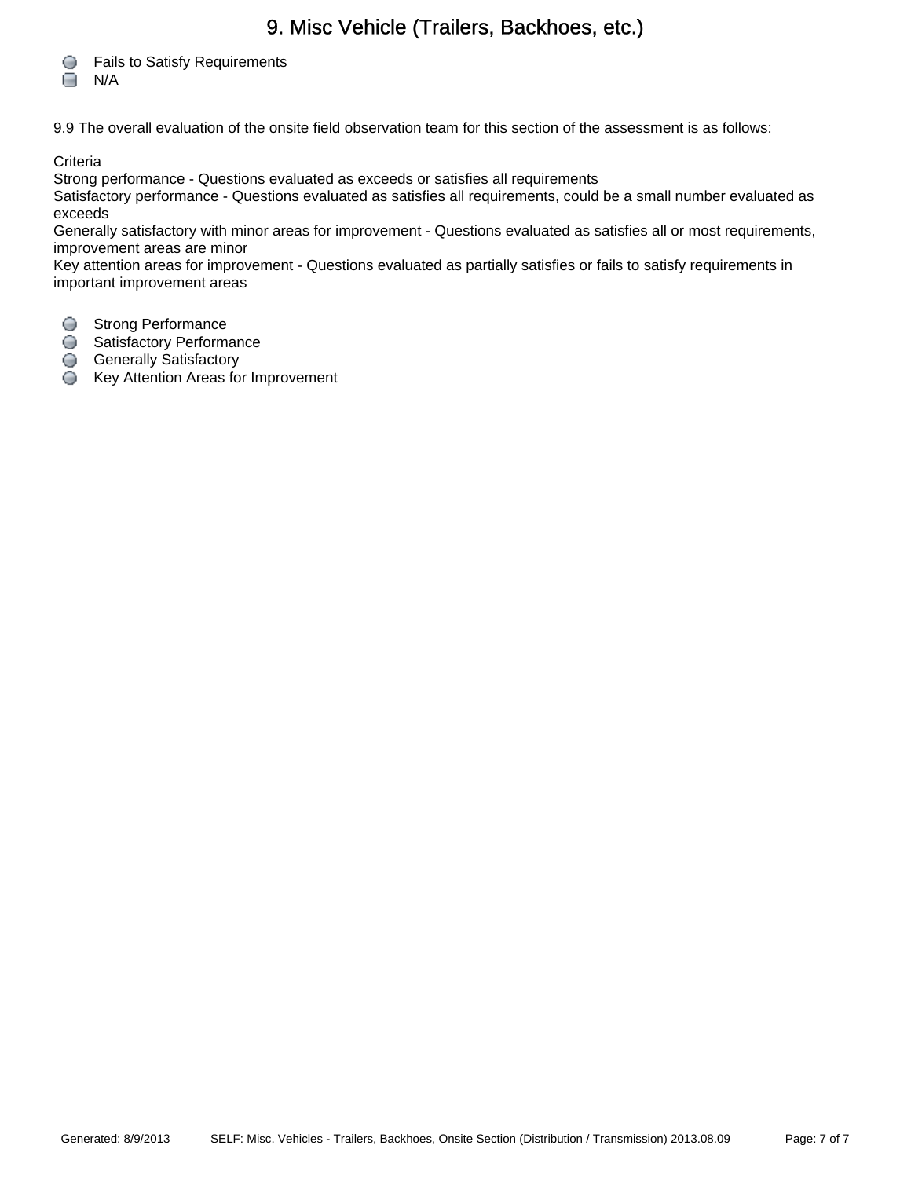# 9. Misc Vehicle (Trailers, Backhoes, etc.)

- Fails to Satisfy Requirements
- N/A

9.9 The overall evaluation of the onsite field observation team for this section of the assessment is as follows:

Criteria
Strong performance - Questions evaluated as exceeds or satisfies all requirements
Satisfactory performance - Questions evaluated as satisfies all requirements, could be a small number evaluated as exceeds
Generally satisfactory with minor areas for improvement - Questions evaluated as satisfies all or most requirements, improvement areas are minor
Key attention areas for improvement - Questions evaluated as partially satisfies or fails to satisfy requirements in important improvement areas

- Strong Performance
- Satisfactory Performance
- Generally Satisfactory
- Key Attention Areas for Improvement